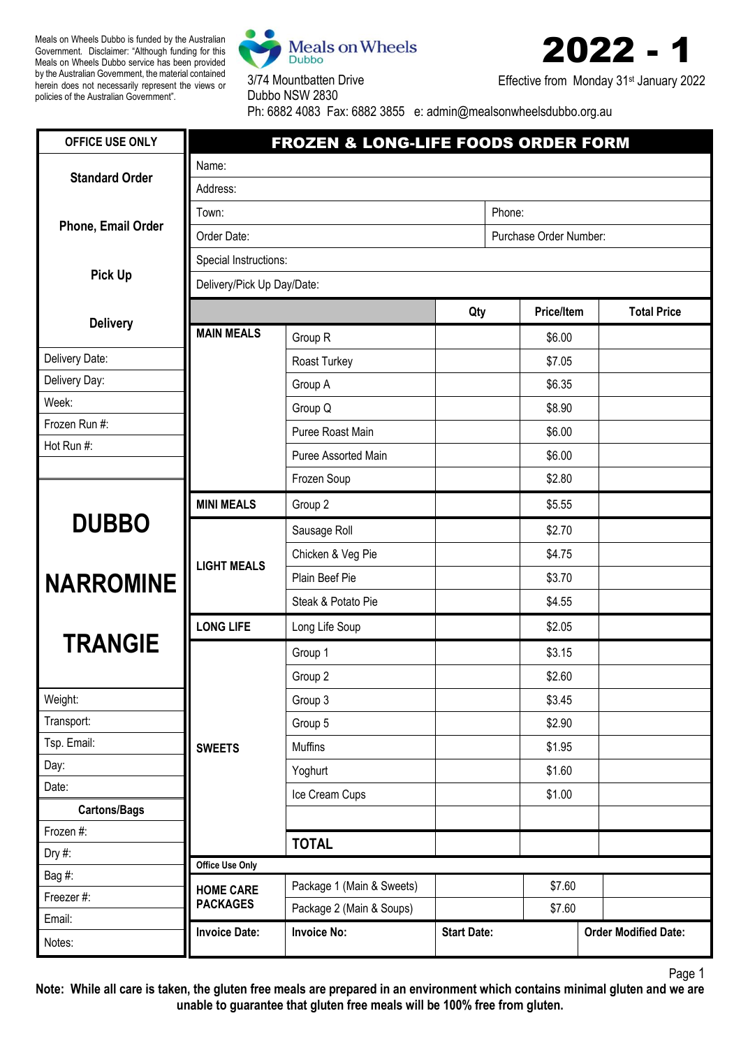Meals on Wheels Dubbo is funded by the Australian Government. Disclaimer: "Although funding for this Meals on Wheels Dubbo service has been provided by the Australian Government, the material contained herein does not necessarily represent the views or policies of the Australian Government".

Meals on Wheels Dubbo
3/74 Mountbatten Drive
Dubbo NSW 2830
Ph: 6882 4083 Fax: 6882 3855 e: admin@mealsonwheelsdubbo.org.au

# 2022 - 1

Effective from Monday 31st January 2022

## FROZEN & LONG-LIFE FOODS ORDER FORM

Name:

Address:

Town: | Phone:

Order Date: | Purchase Order Number:

Special Instructions:

Delivery/Pick Up Day/Date:

| | | Qty | Price/Item | Total Price |
|---|---|---|---|---|
| **MAIN MEALS** | Group R | | $6.00 | |
| | Roast Turkey | | $7.05 | |
| | Group A | | $6.35 | |
| | Group Q | | $8.90 | |
| | Puree Roast Main | | $6.00 | |
| | Puree Assorted Main | | $6.00 | |
| | Frozen Soup | | $2.80 | |
| **MINI MEALS** | Group 2 | | $5.55 | |
| **LIGHT MEALS** | Sausage Roll | | $2.70 | |
| | Chicken & Veg Pie | | $4.75 | |
| | Plain Beef Pie | | $3.70 | |
| | Steak & Potato Pie | | $4.55 | |
| **LONG LIFE** | Long Life Soup | | $2.05 | |
| **SWEETS** | Group 1 | | $3.15 | |
| | Group 2 | | $2.60 | |
| | Group 3 | | $3.45 | |
| | Group 5 | | $2.90 | |
| | Muffins | | $1.95 | |
| | Yoghurt | | $1.60 | |
| | Ice Cream Cups | | $1.00 | |
| | | | | |
| | **TOTAL** | | | |

**Office Use Only**

| | | | | |
|---|---|---|---|---|
| **HOME CARE PACKAGES** | Package 1 (Main & Sweets) | | $7.60 | |
| | Package 2 (Main & Soups) | | $7.60 | |

| **Invoice Date:** | **Invoice No:** | **Start Date:** | **Order Modified Date:** |
|---|---|---|---|
| | | | |

**OFFICE USE ONLY**

**Standard Order**

**Phone, Email Order**

**Pick Up**

**Delivery**

Delivery Date:

Delivery Day:

Week:

Frozen Run #:

Hot Run #:

**DUBBO**

**NARROMINE**

**TRANGIE**

Weight:

Transport:

Tsp. Email:

Day:

Date:

**Cartons/Bags**

Frozen #:

Dry #:

Bag #:

Freezer #:

Email:

Notes:

**Note: While all care is taken, the gluten free meals are prepared in an environment which contains minimal gluten and we are unable to guarantee that gluten free meals will be 100% free from gluten.**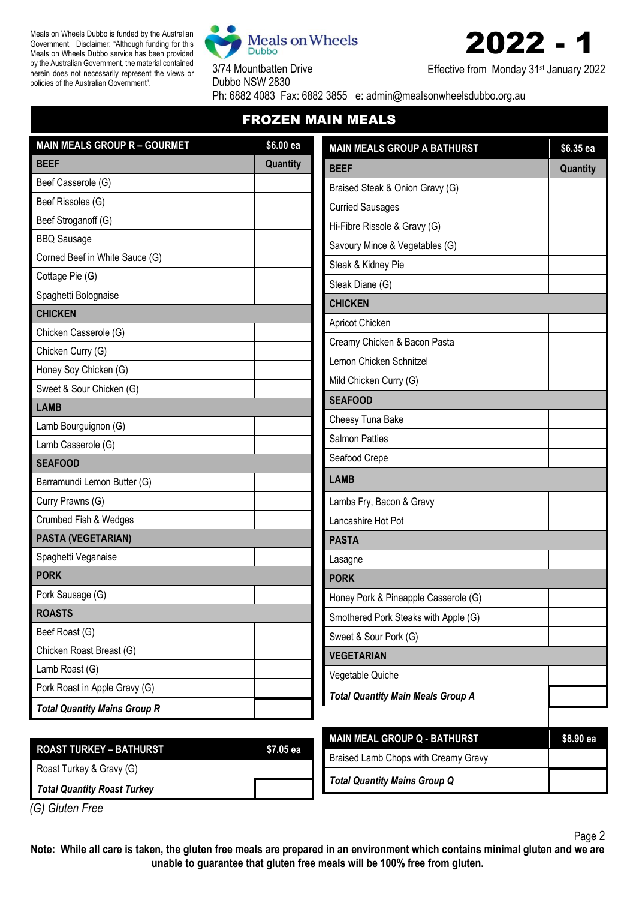Meals on Wheels Dubbo is funded by the Australian Government. Disclaimer: "Although funding for this Meals on Wheels Dubbo service has been provided by the Australian Government, the material contained herein does not necessarily represent the views or policies of the Australian Government".

Meals on Wheels Dubbo

3/74 Mountbatten Drive
Dubbo NSW 2830
Ph: 6882 4083 Fax: 6882 3855 e: admin@mealsonwheelsdubbo.org.au

# 2022 - 1

Effective from Monday 31st January 2022

## FROZEN MAIN MEALS

| MAIN MEALS GROUP R – GOURMET | $6.00 ea |
|---|---|
| **BEEF** | **Quantity** |
| Beef Casserole (G) | |
| Beef Rissoles (G) | |
| Beef Stroganoff (G) | |
| BBQ Sausage | |
| Corned Beef in White Sauce (G) | |
| Cottage Pie (G) | |
| Spaghetti Bolognaise | |
| **CHICKEN** | |
| Chicken Casserole (G) | |
| Chicken Curry (G) | |
| Honey Soy Chicken (G) | |
| Sweet & Sour Chicken (G) | |
| **LAMB** | |
| Lamb Bourguignon (G) | |
| Lamb Casserole (G) | |
| **SEAFOOD** | |
| Barramundi Lemon Butter (G) | |
| Curry Prawns (G) | |
| Crumbed Fish & Wedges | |
| **PASTA (VEGETARIAN)** | |
| Spaghetti Veganaise | |
| **PORK** | |
| Pork Sausage (G) | |
| **ROASTS** | |
| Beef Roast (G) | |
| Chicken Roast Breast (G) | |
| Lamb Roast (G) | |
| Pork Roast in Apple Gravy (G) | |
| ***Total Quantity Mains Group R*** | |

| ROAST TURKEY – BATHURST | $7.05 ea |
|---|---|
| Roast Turkey & Gravy (G) | |
| ***Total Quantity Roast Turkey*** | |

*(G) Gluten Free*

| MAIN MEALS GROUP A BATHURST | $6.35 ea |
|---|---|
| **BEEF** | **Quantity** |
| Braised Steak & Onion Gravy (G) | |
| Curried Sausages | |
| Hi-Fibre Rissole & Gravy (G) | |
| Savoury Mince & Vegetables (G) | |
| Steak & Kidney Pie | |
| Steak Diane (G) | |
| **CHICKEN** | |
| Apricot Chicken | |
| Creamy Chicken & Bacon Pasta | |
| Lemon Chicken Schnitzel | |
| Mild Chicken Curry (G) | |
| **SEAFOOD** | |
| Cheesy Tuna Bake | |
| Salmon Patties | |
| Seafood Crepe | |
| **LAMB** | |
| Lambs Fry, Bacon & Gravy | |
| Lancashire Hot Pot | |
| **PASTA** | |
| Lasagne | |
| **PORK** | |
| Honey Pork & Pineapple Casserole (G) | |
| Smothered Pork Steaks with Apple (G) | |
| Sweet & Sour Pork (G) | |
| **VEGETARIAN** | |
| Vegetable Quiche | |
| ***Total Quantity Main Meals Group A*** | |

| MAIN MEAL GROUP Q - BATHURST | $8.90 ea |
|---|---|
| Braised Lamb Chops with Creamy Gravy | |
| ***Total Quantity Mains Group Q*** | |

**Note: While all care is taken, the gluten free meals are prepared in an environment which contains minimal gluten and we are unable to guarantee that gluten free meals will be 100% free from gluten.**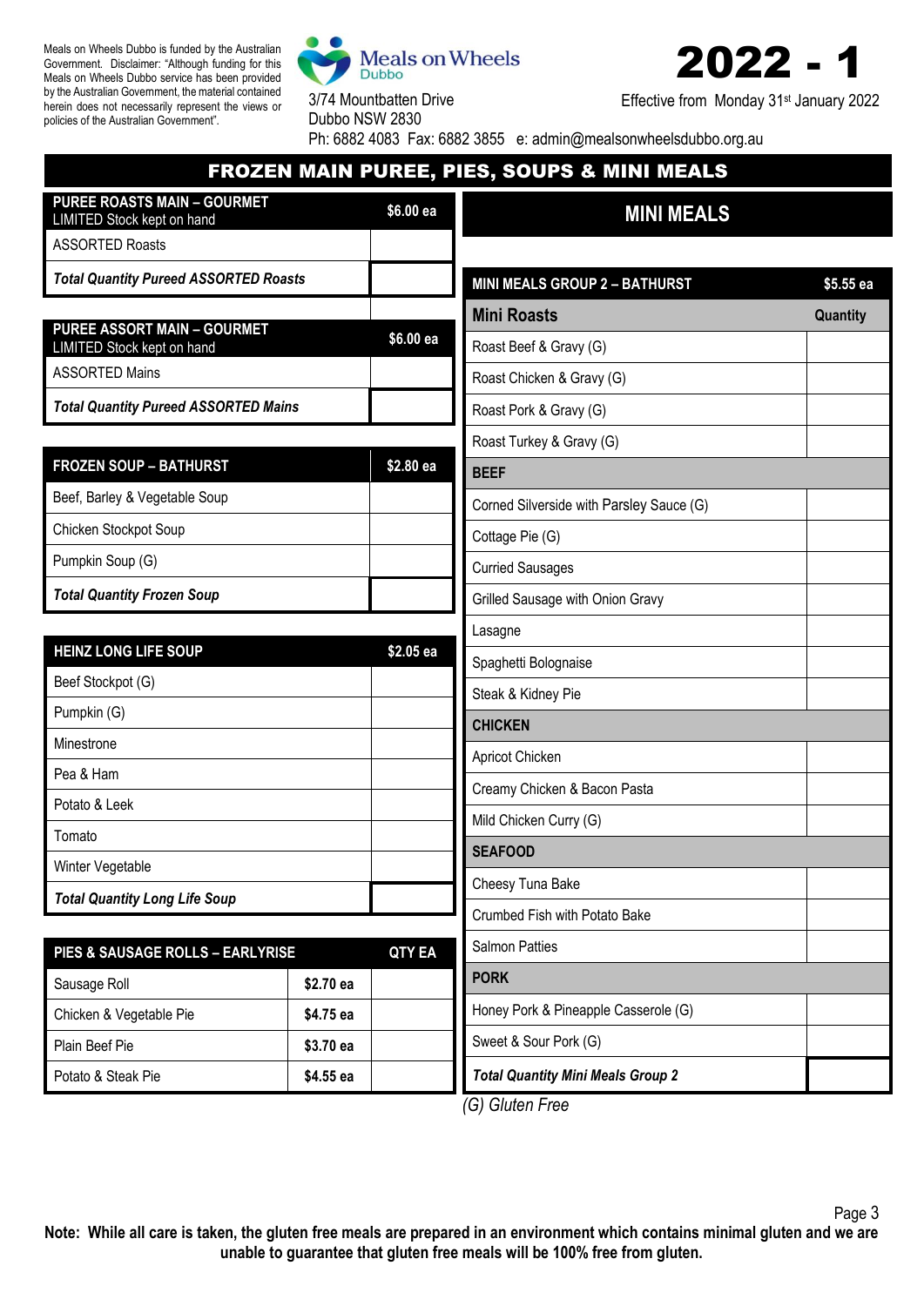Meals on Wheels Dubbo is funded by the Australian Government. Disclaimer: "Although funding for this Meals on Wheels Dubbo service has been provided by the Australian Government, the material contained herein does not necessarily represent the views or policies of the Australian Government".

Meals on Wheels Dubbo
3/74 Mountbatten Drive
Dubbo NSW 2830
Ph: 6882 4083 Fax: 6882 3855 e: admin@mealsonwheelsdubbo.org.au

# 2022 - 1

Effective from Monday 31st January 2022

## FROZEN MAIN PUREE, PIES, SOUPS & MINI MEALS

| PUREE ROASTS MAIN – GOURMET LIMITED Stock kept on hand | $6.00 ea |
|---|---|
| ASSORTED Roasts | |
| ***Total Quantity Pureed ASSORTED Roasts*** | |

| PUREE ASSORT MAIN – GOURMET LIMITED Stock kept on hand | $6.00 ea |
|---|---|
| ASSORTED Mains | |
| ***Total Quantity Pureed ASSORTED Mains*** | |

| FROZEN SOUP – BATHURST | $2.80 ea |
|---|---|
| Beef, Barley & Vegetable Soup | |
| Chicken Stockpot Soup | |
| Pumpkin Soup (G) | |
| ***Total Quantity Frozen Soup*** | |

| HEINZ LONG LIFE SOUP | $2.05 ea |
|---|---|
| Beef Stockpot (G) | |
| Pumpkin (G) | |
| Minestrone | |
| Pea & Ham | |
| Potato & Leek | |
| Tomato | |
| Winter Vegetable | |
| ***Total Quantity Long Life Soup*** | |

| PIES & SAUSAGE ROLLS – EARLYRISE | | QTY EA |
|---|---|---|
| Sausage Roll | $2.70 ea | |
| Chicken & Vegetable Pie | $4.75 ea | |
| Plain Beef Pie | $3.70 ea | |
| Potato & Steak Pie | $4.55 ea | |

### MINI MEALS

| MINI MEALS GROUP 2 – BATHURST | $5.55 ea |
|---|---|
| **Mini Roasts** | **Quantity** |
| Roast Beef & Gravy (G) | |
| Roast Chicken & Gravy (G) | |
| Roast Pork & Gravy (G) | |
| Roast Turkey & Gravy (G) | |
| **BEEF** | |
| Corned Silverside with Parsley Sauce (G) | |
| Cottage Pie (G) | |
| Curried Sausages | |
| Grilled Sausage with Onion Gravy | |
| Lasagne | |
| Spaghetti Bolognaise | |
| Steak & Kidney Pie | |
| **CHICKEN** | |
| Apricot Chicken | |
| Creamy Chicken & Bacon Pasta | |
| Mild Chicken Curry (G) | |
| **SEAFOOD** | |
| Cheesy Tuna Bake | |
| Crumbed Fish with Potato Bake | |
| Salmon Patties | |
| **PORK** | |
| Honey Pork & Pineapple Casserole (G) | |
| Sweet & Sour Pork (G) | |
| ***Total Quantity Mini Meals Group 2*** | |

*(G) Gluten Free*

**Note: While all care is taken, the gluten free meals are prepared in an environment which contains minimal gluten and we are unable to guarantee that gluten free meals will be 100% free from gluten.**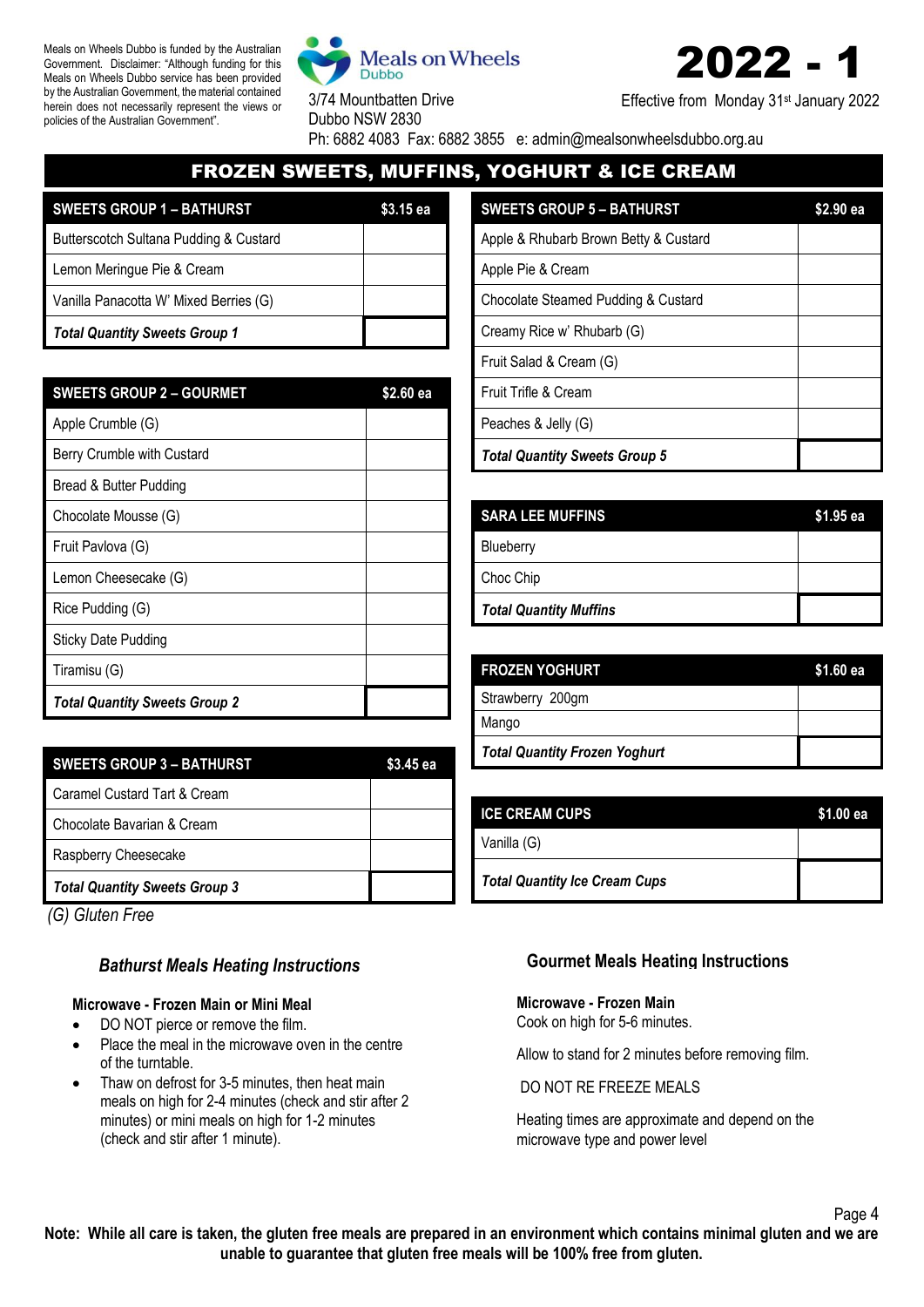Meals on Wheels Dubbo is funded by the Australian Government. Disclaimer: "Although funding for this Meals on Wheels Dubbo service has been provided by the Australian Government, the material contained herein does not necessarily represent the views or policies of the Australian Government".

Meals on Wheels Dubbo

3/74 Mountbatten Drive
Dubbo NSW 2830
Ph: 6882 4083 Fax: 6882 3855 e: admin@mealsonwheelsdubbo.org.au

# 2022 - 1

Effective from Monday 31st January 2022

## FROZEN SWEETS, MUFFINS, YOGHURT & ICE CREAM

| SWEETS GROUP 1 – BATHURST | $3.15 ea |
|---|---|
| Butterscotch Sultana Pudding & Custard | |
| Lemon Meringue Pie & Cream | |
| Vanilla Panacotta W' Mixed Berries (G) | |
| ***Total Quantity Sweets Group 1*** | |

| SWEETS GROUP 2 – GOURMET | $2.60 ea |
|---|---|
| Apple Crumble (G) | |
| Berry Crumble with Custard | |
| Bread & Butter Pudding | |
| Chocolate Mousse (G) | |
| Fruit Pavlova (G) | |
| Lemon Cheesecake (G) | |
| Rice Pudding (G) | |
| Sticky Date Pudding | |
| Tiramisu (G) | |
| ***Total Quantity Sweets Group 2*** | |

| SWEETS GROUP 3 – BATHURST | $3.45 ea |
|---|---|
| Caramel Custard Tart & Cream | |
| Chocolate Bavarian & Cream | |
| Raspberry Cheesecake | |
| ***Total Quantity Sweets Group 3*** | |

*(G) Gluten Free*

| SWEETS GROUP 5 – BATHURST | $2.90 ea |
|---|---|
| Apple & Rhubarb Brown Betty & Custard | |
| Apple Pie & Cream | |
| Chocolate Steamed Pudding & Custard | |
| Creamy Rice w' Rhubarb (G) | |
| Fruit Salad & Cream (G) | |
| Fruit Trifle & Cream | |
| Peaches & Jelly (G) | |
| ***Total Quantity Sweets Group 5*** | |

| SARA LEE MUFFINS | $1.95 ea |
|---|---|
| Blueberry | |
| Choc Chip | |
| ***Total Quantity Muffins*** | |

| FROZEN YOGHURT | $1.60 ea |
|---|---|
| Strawberry 200gm | |
| Mango | |
| ***Total Quantity Frozen Yoghurt*** | |

| ICE CREAM CUPS | $1.00 ea |
|---|---|
| Vanilla (G) | |
| ***Total Quantity Ice Cream Cups*** | |

### *Bathurst Meals Heating Instructions*

**Microwave - Frozen Main or Mini Meal**

- DO NOT pierce or remove the film.
- Place the meal in the microwave oven in the centre of the turntable.
- Thaw on defrost for 3-5 minutes, then heat main meals on high for 2-4 minutes (check and stir after 2 minutes) or mini meals on high for 1-2 minutes (check and stir after 1 minute).

### Gourmet Meals Heating Instructions

**Microwave - Frozen Main**
Cook on high for 5-6 minutes.

Allow to stand for 2 minutes before removing film.

DO NOT RE FREEZE MEALS

Heating times are approximate and depend on the microwave type and power level

**Note: While all care is taken, the gluten free meals are prepared in an environment which contains minimal gluten and we are unable to guarantee that gluten free meals will be 100% free from gluten.**